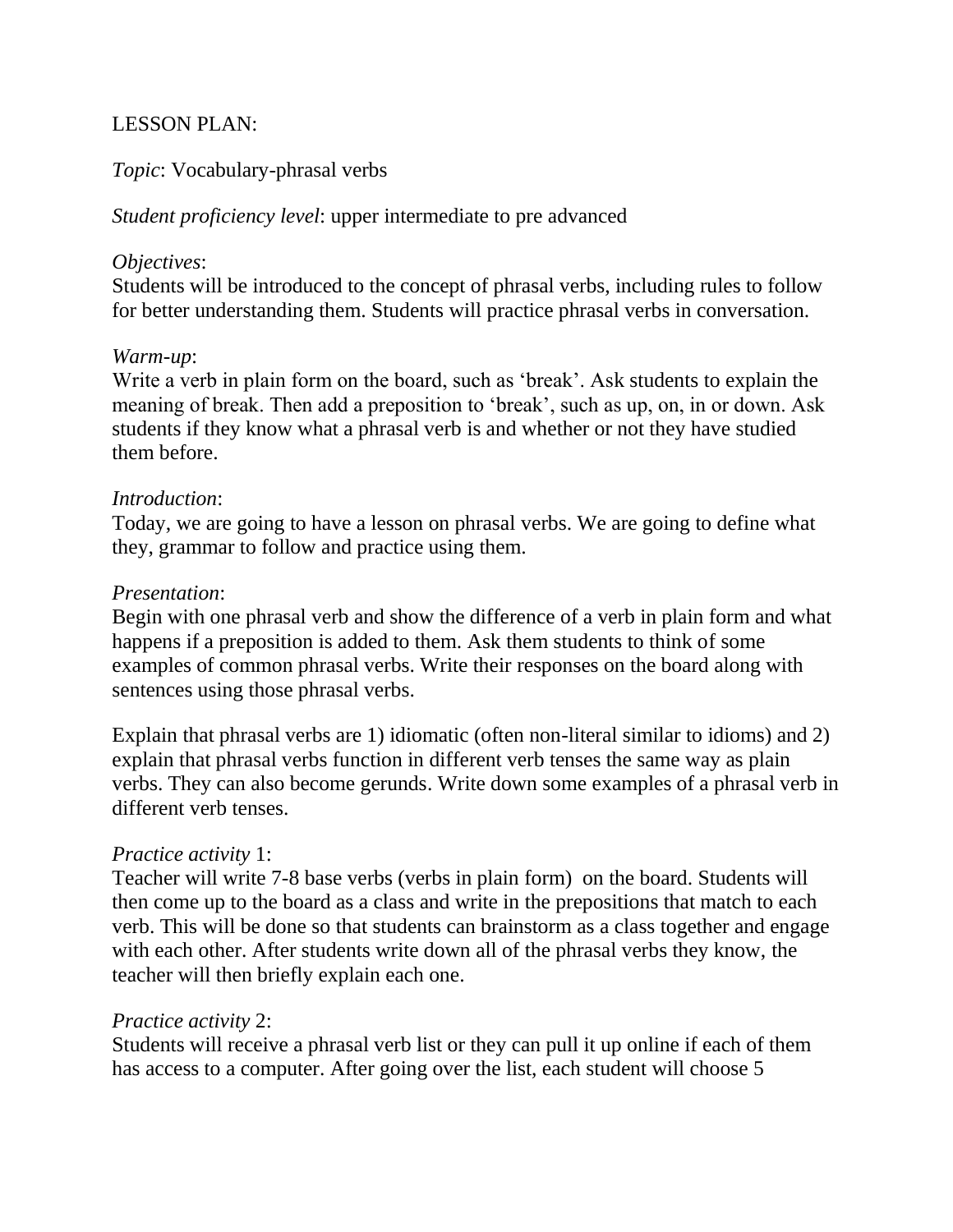LESSON PLAN:

*Topic*: Vocabulary-phrasal verbs

*Student proficiency level*: upper intermediate to pre advanced

*Objectives*:
Students will be introduced to the concept of phrasal verbs, including rules to follow for better understanding them. Students will practice phrasal verbs in conversation.

*Warm-up*:
Write a verb in plain form on the board, such as 'break'. Ask students to explain the meaning of break. Then add a preposition to 'break', such as up, on, in or down. Ask students if they know what a phrasal verb is and whether or not they have studied them before.

*Introduction*:
Today, we are going to have a lesson on phrasal verbs. We are going to define what they, grammar to follow and practice using them.

*Presentation*:
Begin with one phrasal verb and show the difference of a verb in plain form and what happens if a preposition is added to them. Ask them students to think of some examples of common phrasal verbs. Write their responses on the board along with sentences using those phrasal verbs.

Explain that phrasal verbs are 1) idiomatic (often non-literal similar to idioms) and 2) explain that phrasal verbs function in different verb tenses the same way as plain verbs. They can also become gerunds. Write down some examples of a phrasal verb in different verb tenses.

*Practice activity* 1:
Teacher will write 7-8 base verbs (verbs in plain form) on the board. Students will then come up to the board as a class and write in the prepositions that match to each verb. This will be done so that students can brainstorm as a class together and engage with each other. After students write down all of the phrasal verbs they know, the teacher will then briefly explain each one.

*Practice activity* 2:
Students will receive a phrasal verb list or they can pull it up online if each of them has access to a computer. After going over the list, each student will choose 5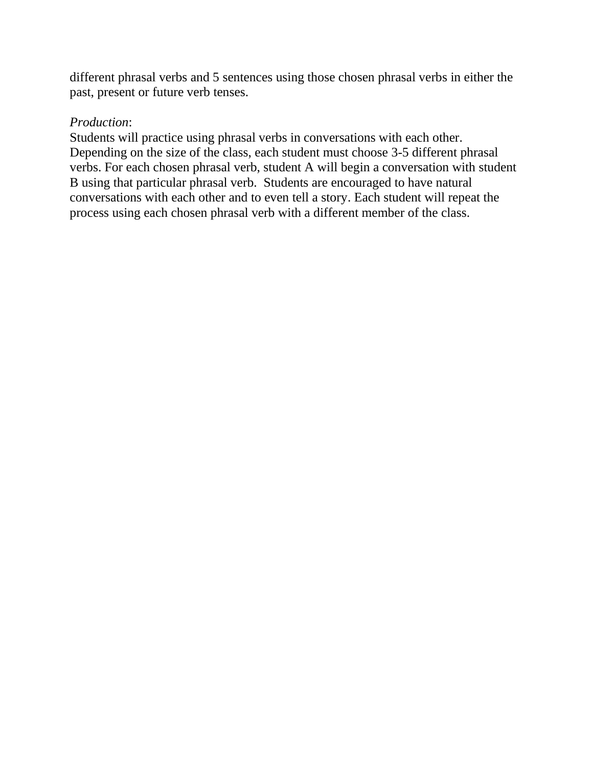different phrasal verbs and 5 sentences using those chosen phrasal verbs in either the past, present or future verb tenses.

*Production*:
Students will practice using phrasal verbs in conversations with each other. Depending on the size of the class, each student must choose 3-5 different phrasal verbs. For each chosen phrasal verb, student A will begin a conversation with student B using that particular phrasal verb.  Students are encouraged to have natural conversations with each other and to even tell a story. Each student will repeat the process using each chosen phrasal verb with a different member of the class.